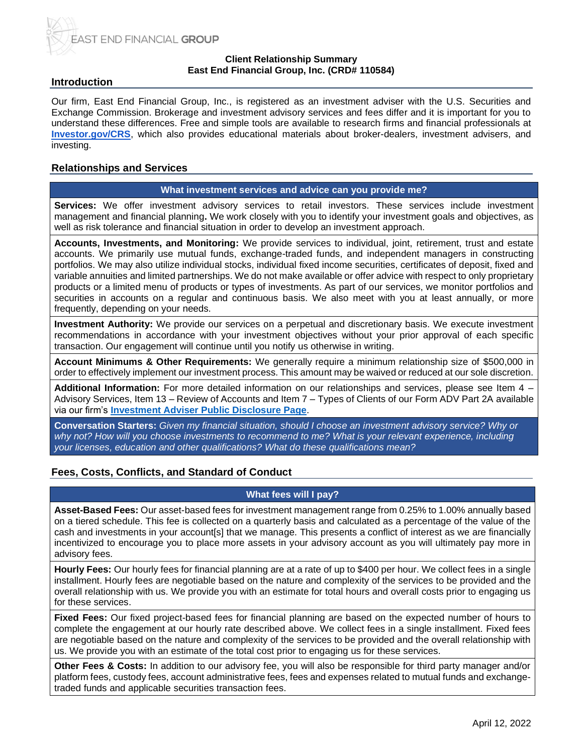EAST END FINANCIAL GROUP

**Client Relationship Summary**
**East End Financial Group, Inc. (CRD# 110584)**

## Introduction

Our firm, East End Financial Group, Inc., is registered as an investment adviser with the U.S. Securities and Exchange Commission. Brokerage and investment advisory services and fees differ and it is important for you to understand these differences. Free and simple tools are available to research firms and financial professionals at **[Investor.gov/CRS](Investor.gov/CRS)**, which also provides educational materials about broker-dealers, investment advisers, and investing.

## Relationships and Services

### What investment services and advice can you provide me?

**Services:** We offer investment advisory services to retail investors. These services include investment management and financial planning**.** We work closely with you to identify your investment goals and objectives, as well as risk tolerance and financial situation in order to develop an investment approach.

**Accounts, Investments, and Monitoring:** We provide services to individual, joint, retirement, trust and estate accounts. We primarily use mutual funds, exchange-traded funds, and independent managers in constructing portfolios. We may also utilize individual stocks, individual fixed income securities, certificates of deposit, fixed and variable annuities and limited partnerships. We do not make available or offer advice with respect to only proprietary products or a limited menu of products or types of investments. As part of our services, we monitor portfolios and securities in accounts on a regular and continuous basis. We also meet with you at least annually, or more frequently, depending on your needs.

**Investment Authority:** We provide our services on a perpetual and discretionary basis. We execute investment recommendations in accordance with your investment objectives without your prior approval of each specific transaction. Our engagement will continue until you notify us otherwise in writing.

**Account Minimums & Other Requirements:** We generally require a minimum relationship size of $500,000 in order to effectively implement our investment process. This amount may be waived or reduced at our sole discretion.

**Additional Information:** For more detailed information on our relationships and services, please see Item 4 – Advisory Services, Item 13 – Review of Accounts and Item 7 – Types of Clients of our Form ADV Part 2A available via our firm's **Investment Adviser Public Disclosure Page**.

**Conversation Starters:** *Given my financial situation, should I choose an investment advisory service? Why or why not? How will you choose investments to recommend to me? What is your relevant experience, including your licenses, education and other qualifications? What do these qualifications mean?*

## Fees, Costs, Conflicts, and Standard of Conduct

### What fees will I pay?

**Asset-Based Fees:** Our asset-based fees for investment management range from 0.25% to 1.00% annually based on a tiered schedule. This fee is collected on a quarterly basis and calculated as a percentage of the value of the cash and investments in your account[s] that we manage. This presents a conflict of interest as we are financially incentivized to encourage you to place more assets in your advisory account as you will ultimately pay more in advisory fees.

**Hourly Fees:** Our hourly fees for financial planning are at a rate of up to $400 per hour. We collect fees in a single installment. Hourly fees are negotiable based on the nature and complexity of the services to be provided and the overall relationship with us. We provide you with an estimate for total hours and overall costs prior to engaging us for these services.

**Fixed Fees:** Our fixed project-based fees for financial planning are based on the expected number of hours to complete the engagement at our hourly rate described above. We collect fees in a single installment. Fixed fees are negotiable based on the nature and complexity of the services to be provided and the overall relationship with us. We provide you with an estimate of the total cost prior to engaging us for these services.

**Other Fees & Costs:** In addition to our advisory fee, you will also be responsible for third party manager and/or platform fees, custody fees, account administrative fees, fees and expenses related to mutual funds and exchange-traded funds and applicable securities transaction fees.

April 12, 2022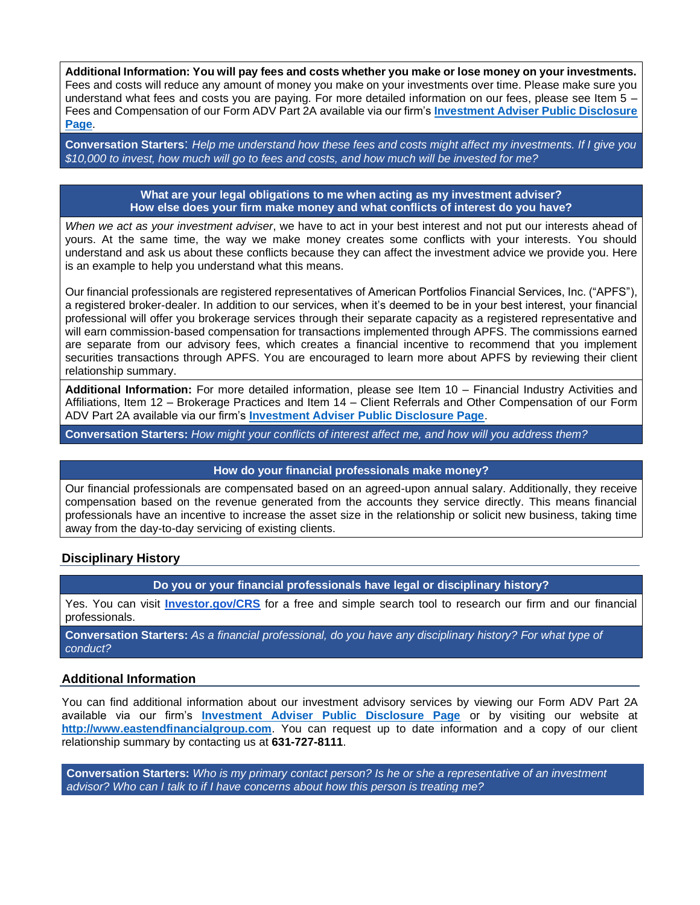**Additional Information: You will pay fees and costs whether you make or lose money on your investments.** Fees and costs will reduce any amount of money you make on your investments over time. Please make sure you understand what fees and costs you are paying. For more detailed information on our fees, please see Item 5 – Fees and Compensation of our Form ADV Part 2A available via our firm's **Investment Adviser Public Disclosure Page**.

**Conversation Starters**: *Help me understand how these fees and costs might affect my investments. If I give you $10,000 to invest, how much will go to fees and costs, and how much will be invested for me?*

**What are your legal obligations to me when acting as my investment adviser?**
**How else does your firm make money and what conflicts of interest do you have?**

*When we act as your investment adviser*, we have to act in your best interest and not put our interests ahead of yours. At the same time, the way we make money creates some conflicts with your interests. You should understand and ask us about these conflicts because they can affect the investment advice we provide you. Here is an example to help you understand what this means.

Our financial professionals are registered representatives of American Portfolios Financial Services, Inc. ("APFS"), a registered broker-dealer. In addition to our services, when it's deemed to be in your best interest, your financial professional will offer you brokerage services through their separate capacity as a registered representative and will earn commission-based compensation for transactions implemented through APFS. The commissions earned are separate from our advisory fees, which creates a financial incentive to recommend that you implement securities transactions through APFS. You are encouraged to learn more about APFS by reviewing their client relationship summary.

**Additional Information:** For more detailed information, please see Item 10 – Financial Industry Activities and Affiliations, Item 12 – Brokerage Practices and Item 14 – Client Referrals and Other Compensation of our Form ADV Part 2A available via our firm's **Investment Adviser Public Disclosure Page**.

**Conversation Starters:** *How might your conflicts of interest affect me, and how will you address them?*

**How do your financial professionals make money?**

Our financial professionals are compensated based on an agreed-upon annual salary. Additionally, they receive compensation based on the revenue generated from the accounts they service directly. This means financial professionals have an incentive to increase the asset size in the relationship or solicit new business, taking time away from the day-to-day servicing of existing clients.

## Disciplinary History

**Do you or your financial professionals have legal or disciplinary history?**

Yes. You can visit **Investor.gov/CRS** for a free and simple search tool to research our firm and our financial professionals.

**Conversation Starters:** *As a financial professional, do you have any disciplinary history? For what type of conduct?*

## Additional Information

You can find additional information about our investment advisory services by viewing our Form ADV Part 2A available via our firm's **Investment Adviser Public Disclosure Page** or by visiting our website at **http://www.eastendfinancialgroup.com**. You can request up to date information and a copy of our client relationship summary by contacting us at **631-727-8111**.

**Conversation Starters:** *Who is my primary contact person? Is he or she a representative of an investment advisor? Who can I talk to if I have concerns about how this person is treating me?*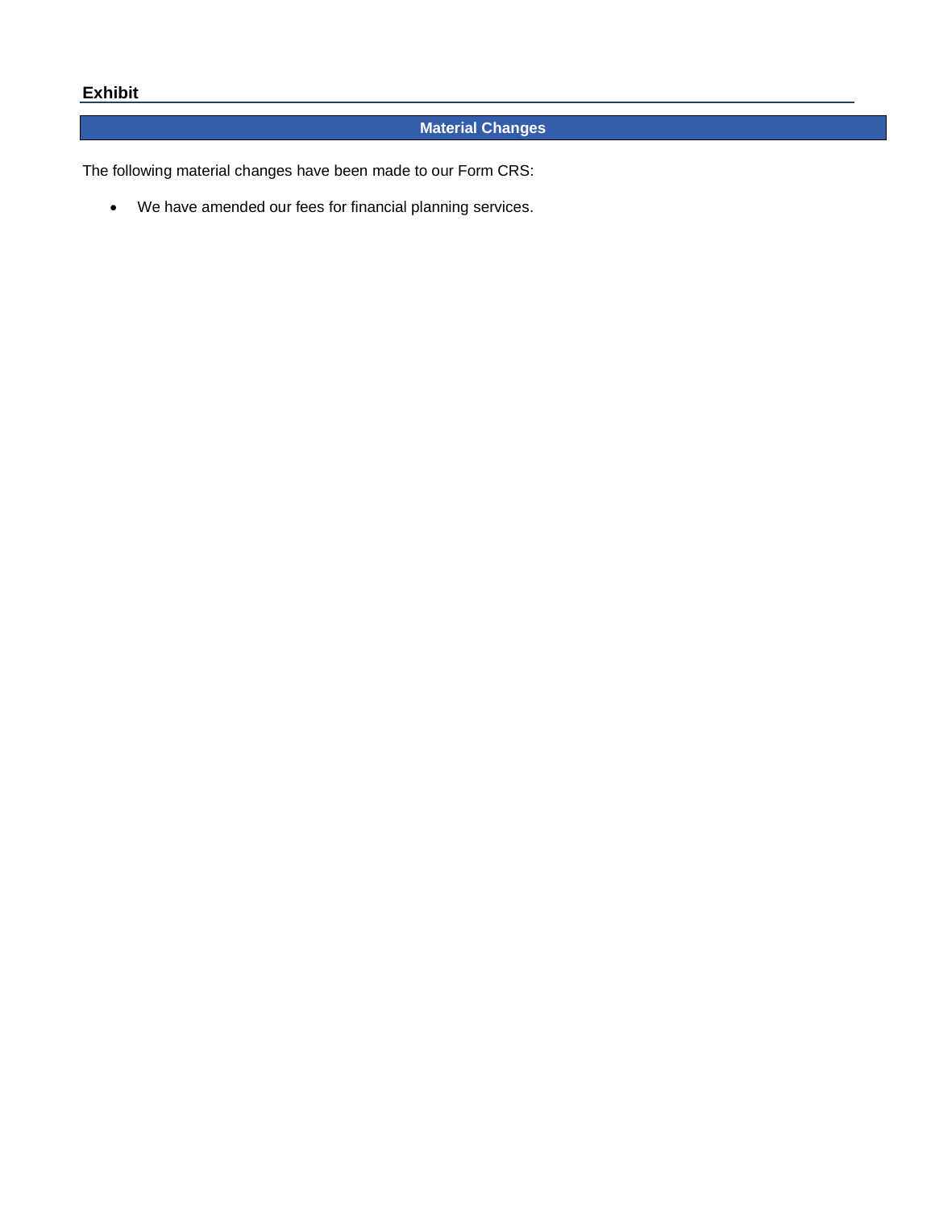**Exhibit**

## Material Changes

The following material changes have been made to our Form CRS:

- We have amended our fees for financial planning services.